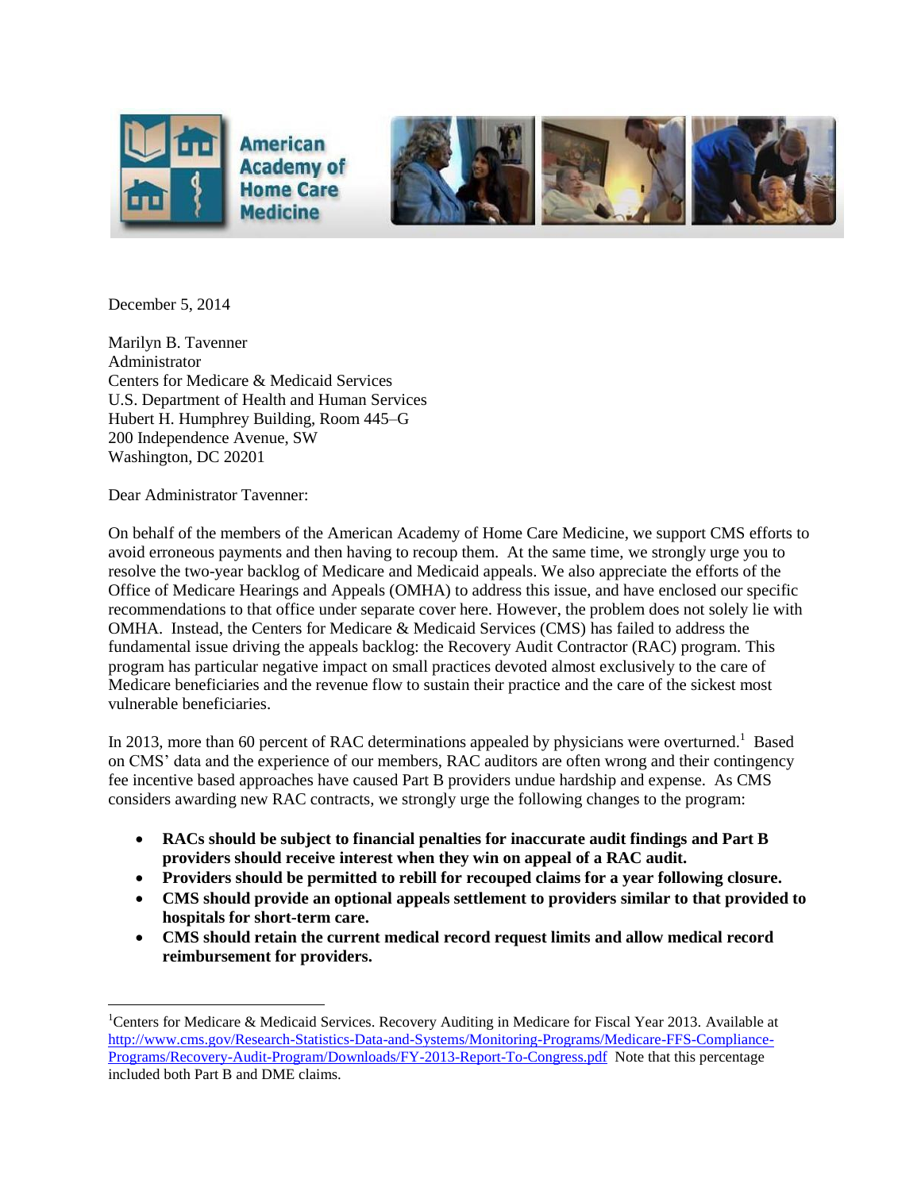American Academy of Home Care Medicine

December 5, 2014

Marilyn B. Tavenner
Administrator
Centers for Medicare & Medicaid Services
U.S. Department of Health and Human Services
Hubert H. Humphrey Building, Room 445–G
200 Independence Avenue, SW
Washington, DC 20201

Dear Administrator Tavenner:

On behalf of the members of the American Academy of Home Care Medicine, we support CMS efforts to avoid erroneous payments and then having to recoup them. At the same time, we strongly urge you to resolve the two-year backlog of Medicare and Medicaid appeals. We also appreciate the efforts of the Office of Medicare Hearings and Appeals (OMHA) to address this issue, and have enclosed our specific recommendations to that office under separate cover here. However, the problem does not solely lie with OMHA. Instead, the Centers for Medicare & Medicaid Services (CMS) has failed to address the fundamental issue driving the appeals backlog: the Recovery Audit Contractor (RAC) program. This program has particular negative impact on small practices devoted almost exclusively to the care of Medicare beneficiaries and the revenue flow to sustain their practice and the care of the sickest most vulnerable beneficiaries.

In 2013, more than 60 percent of RAC determinations appealed by physicians were overturned.[1] Based on CMS' data and the experience of our members, RAC auditors are often wrong and their contingency fee incentive based approaches have caused Part B providers undue hardship and expense. As CMS considers awarding new RAC contracts, we strongly urge the following changes to the program:

- **RACs should be subject to financial penalties for inaccurate audit findings and Part B providers should receive interest when they win on appeal of a RAC audit.**
- **Providers should be permitted to rebill for recouped claims for a year following closure.**
- **CMS should provide an optional appeals settlement to providers similar to that provided to hospitals for short-term care.**
- **CMS should retain the current medical record request limits and allow medical record reimbursement for providers.**

---

[1]Centers for Medicare & Medicaid Services. Recovery Auditing in Medicare for Fiscal Year 2013. Available at http://www.cms.gov/Research-Statistics-Data-and-Systems/Monitoring-Programs/Medicare-FFS-Compliance-Programs/Recovery-Audit-Program/Downloads/FY-2013-Report-To-Congress.pdf Note that this percentage included both Part B and DME claims.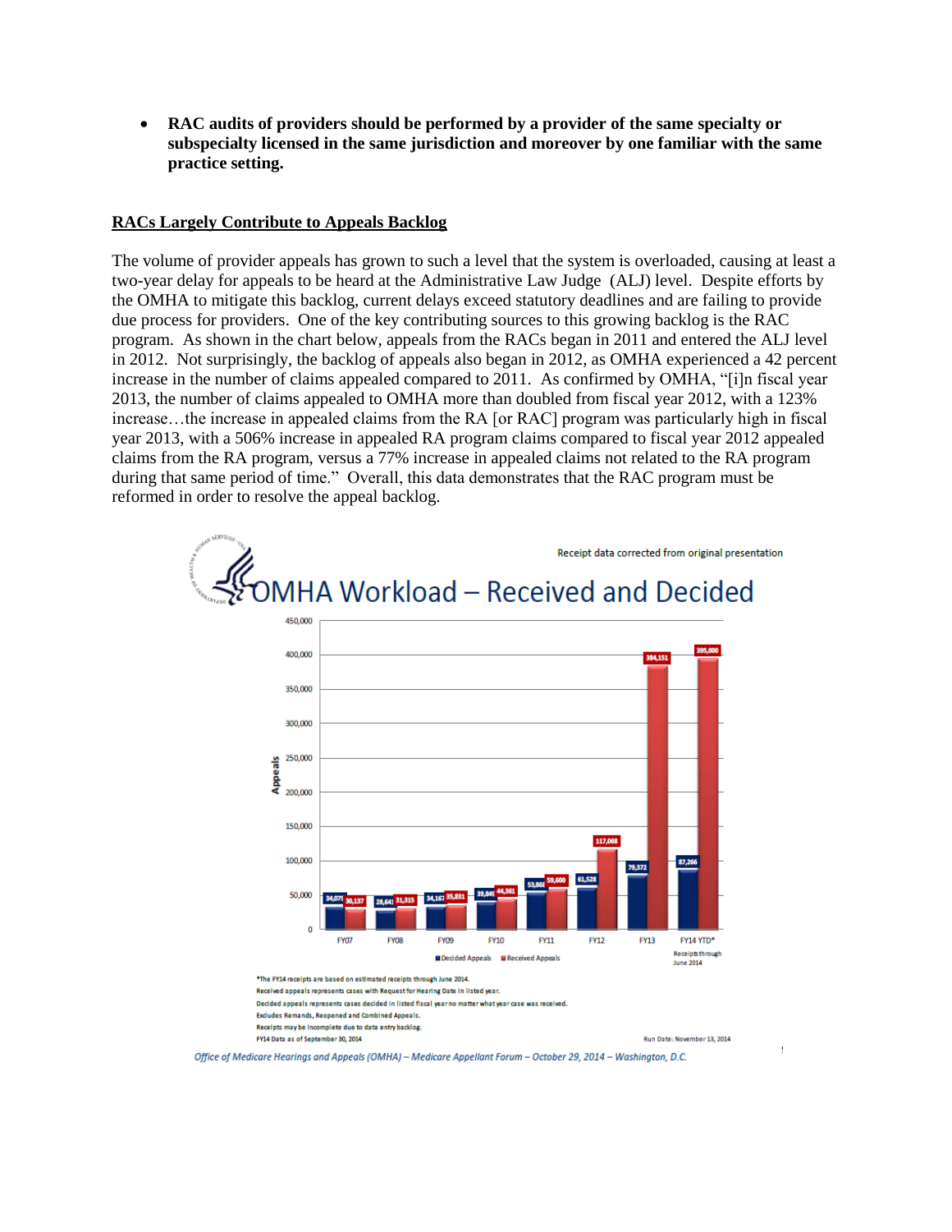- **RAC audits of providers should be performed by a provider of the same specialty or subspecialty licensed in the same jurisdiction and moreover by one familiar with the same practice setting.**

**RACs Largely Contribute to Appeals Backlog**

The volume of provider appeals has grown to such a level that the system is overloaded, causing at least a two-year delay for appeals to be heard at the Administrative Law Judge (ALJ) level. Despite efforts by the OMHA to mitigate this backlog, current delays exceed statutory deadlines and are failing to provide due process for providers. One of the key contributing sources to this growing backlog is the RAC program. As shown in the chart below, appeals from the RACs began in 2011 and entered the ALJ level in 2012. Not surprisingly, the backlog of appeals also began in 2012, as OMHA experienced a 42 percent increase in the number of claims appealed compared to 2011. As confirmed by OMHA, "[i]n fiscal year 2013, the number of claims appealed to OMHA more than doubled from fiscal year 2012, with a 123% increase…the increase in appealed claims from the RA [or RAC] program was particularly high in fiscal year 2013, with a 506% increase in appealed RA program claims compared to fiscal year 2012 appealed claims from the RA program, versus a 77% increase in appealed claims not related to the RA program during that same period of time." Overall, this data demonstrates that the RAC program must be reformed in order to resolve the appeal backlog.

Receipt data corrected from original presentation

**OMHA Workload – Received and Decided**

| Fiscal Year | Decided Appeals | Received Appeals |
|---|---|---|
| FY07 | 34,075 | 30,137 |
| FY08 | 28,641 | 31,315 |
| FY09 | 34,167 | 35,831 |
| FY10 | 39,849 | 44,361 |
| FY11 | 53,866 | 59,600 |
| FY12 | 61,528 | 117,068 |
| FY13 | 79,372 | 384,151 |
| FY14 YTD* | 87,266 | 395,000 |

Receipts through June 2014

*The FY14 receipts are based on estimated receipts through June 2014.
Received appeals represents cases with Request for Hearing Date in listed year.
Decided appeals represents cases decided in listed fiscal year no matter what year case was received.
Excludes Remands, Reopened and Combined Appeals.
Receipts may be incomplete due to data entry backlog.
FY14 Data as of September 30, 2014

Run Date: November 13, 2014

*Office of Medicare Hearings and Appeals (OMHA) – Medicare Appellant Forum – October 29, 2014 – Washington, D.C.*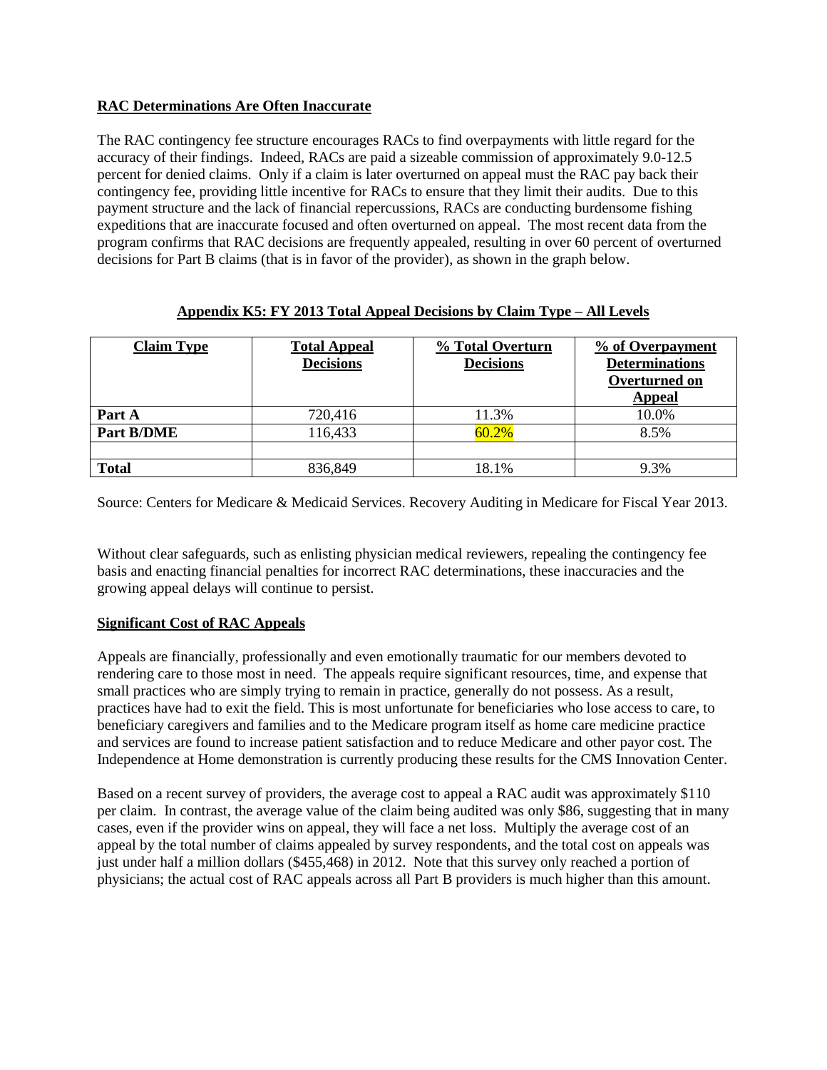**RAC Determinations Are Often Inaccurate**

The RAC contingency fee structure encourages RACs to find overpayments with little regard for the accuracy of their findings. Indeed, RACs are paid a sizeable commission of approximately 9.0-12.5 percent for denied claims. Only if a claim is later overturned on appeal must the RAC pay back their contingency fee, providing little incentive for RACs to ensure that they limit their audits. Due to this payment structure and the lack of financial repercussions, RACs are conducting burdensome fishing expeditions that are inaccurate focused and often overturned on appeal. The most recent data from the program confirms that RAC decisions are frequently appealed, resulting in over 60 percent of overturned decisions for Part B claims (that is in favor of the provider), as shown in the graph below.

**Appendix K5: FY 2013 Total Appeal Decisions by Claim Type – All Levels**

| Claim Type | Total Appeal Decisions | % Total Overturn Decisions | % of Overpayment Determinations Overturned on Appeal |
|---|---|---|---|
| **Part A** | 720,416 | 11.3% | 10.0% |
| **Part B/DME** | 116,433 | 60.2% | 8.5% |
| | | | |
| **Total** | 836,849 | 18.1% | 9.3% |

Source: Centers for Medicare & Medicaid Services. Recovery Auditing in Medicare for Fiscal Year 2013.

Without clear safeguards, such as enlisting physician medical reviewers, repealing the contingency fee basis and enacting financial penalties for incorrect RAC determinations, these inaccuracies and the growing appeal delays will continue to persist.

**Significant Cost of RAC Appeals**

Appeals are financially, professionally and even emotionally traumatic for our members devoted to rendering care to those most in need. The appeals require significant resources, time, and expense that small practices who are simply trying to remain in practice, generally do not possess. As a result, practices have had to exit the field. This is most unfortunate for beneficiaries who lose access to care, to beneficiary caregivers and families and to the Medicare program itself as home care medicine practice and services are found to increase patient satisfaction and to reduce Medicare and other payor cost. The Independence at Home demonstration is currently producing these results for the CMS Innovation Center.

Based on a recent survey of providers, the average cost to appeal a RAC audit was approximately $110 per claim. In contrast, the average value of the claim being audited was only $86, suggesting that in many cases, even if the provider wins on appeal, they will face a net loss. Multiply the average cost of an appeal by the total number of claims appealed by survey respondents, and the total cost on appeals was just under half a million dollars ($455,468) in 2012. Note that this survey only reached a portion of physicians; the actual cost of RAC appeals across all Part B providers is much higher than this amount.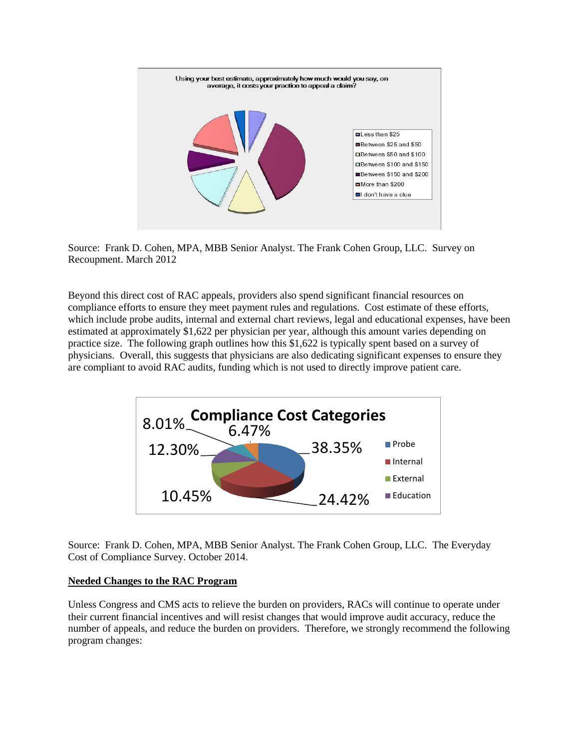Using your best estimate, approximately how much would you say, on average, it costs your practice to appeal a claim?

- Less than $25
- Between $25 and $50
- Between $50 and $100
- Between $100 and $150
- Between $150 and $200
- More than $200
- I don't have a clue

Source: Frank D. Cohen, MPA, MBB Senior Analyst. The Frank Cohen Group, LLC. Survey on Recoupment. March 2012

Beyond this direct cost of RAC appeals, providers also spend significant financial resources on compliance efforts to ensure they meet payment rules and regulations. Cost estimate of these efforts, which include probe audits, internal and external chart reviews, legal and educational expenses, have been estimated at approximately $1,622 per physician per year, although this amount varies depending on practice size. The following graph outlines how this $1,622 is typically spent based on a survey of physicians. Overall, this suggests that physicians are also dedicating significant expenses to ensure they are compliant to avoid RAC audits, funding which is not used to directly improve patient care.

**Compliance Cost Categories**

- Probe: 38.35%
- Internal: 24.42%
- External: 10.45%
- Education: 12.30%
- 8.01%
- 6.47%

Source: Frank D. Cohen, MPA, MBB Senior Analyst. The Frank Cohen Group, LLC. The Everyday Cost of Compliance Survey. October 2014.

**Needed Changes to the RAC Program**

Unless Congress and CMS acts to relieve the burden on providers, RACs will continue to operate under their current financial incentives and will resist changes that would improve audit accuracy, reduce the number of appeals, and reduce the burden on providers. Therefore, we strongly recommend the following program changes: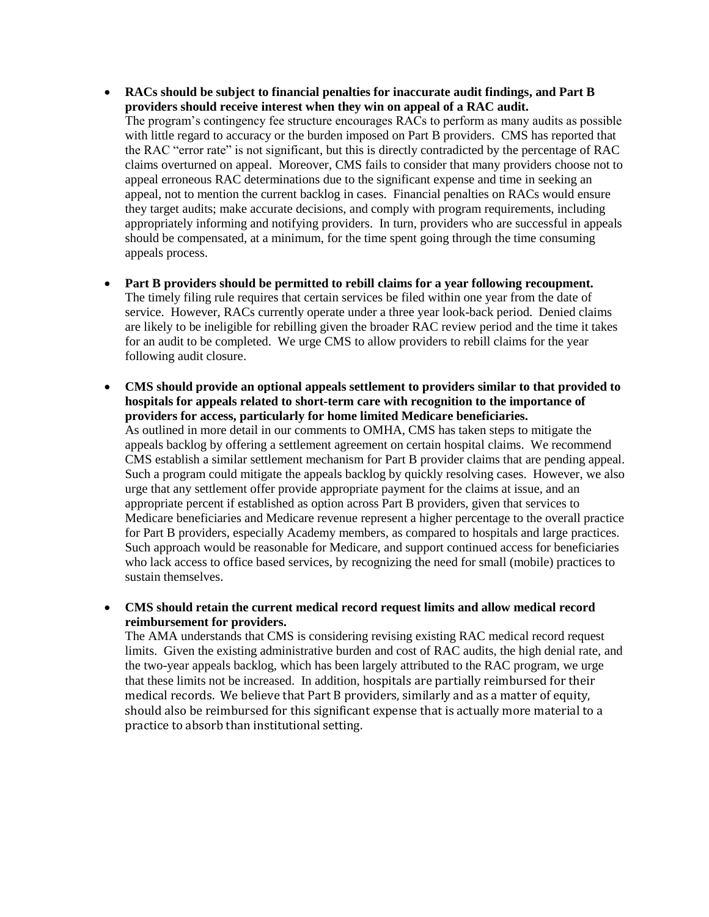- **RACs should be subject to financial penalties for inaccurate audit findings, and Part B providers should receive interest when they win on appeal of a RAC audit.**
  The program's contingency fee structure encourages RACs to perform as many audits as possible with little regard to accuracy or the burden imposed on Part B providers. CMS has reported that the RAC "error rate" is not significant, but this is directly contradicted by the percentage of RAC claims overturned on appeal. Moreover, CMS fails to consider that many providers choose not to appeal erroneous RAC determinations due to the significant expense and time in seeking an appeal, not to mention the current backlog in cases. Financial penalties on RACs would ensure they target audits; make accurate decisions, and comply with program requirements, including appropriately informing and notifying providers. In turn, providers who are successful in appeals should be compensated, at a minimum, for the time spent going through the time consuming appeals process.

- **Part B providers should be permitted to rebill claims for a year following recoupment.**
  The timely filing rule requires that certain services be filed within one year from the date of service. However, RACs currently operate under a three year look-back period. Denied claims are likely to be ineligible for rebilling given the broader RAC review period and the time it takes for an audit to be completed. We urge CMS to allow providers to rebill claims for the year following audit closure.

- **CMS should provide an optional appeals settlement to providers similar to that provided to hospitals for appeals related to short-term care with recognition to the importance of providers for access, particularly for home limited Medicare beneficiaries.**
  As outlined in more detail in our comments to OMHA, CMS has taken steps to mitigate the appeals backlog by offering a settlement agreement on certain hospital claims. We recommend CMS establish a similar settlement mechanism for Part B provider claims that are pending appeal. Such a program could mitigate the appeals backlog by quickly resolving cases. However, we also urge that any settlement offer provide appropriate payment for the claims at issue, and an appropriate percent if established as option across Part B providers, given that services to Medicare beneficiaries and Medicare revenue represent a higher percentage to the overall practice for Part B providers, especially Academy members, as compared to hospitals and large practices. Such approach would be reasonable for Medicare, and support continued access for beneficiaries who lack access to office based services, by recognizing the need for small (mobile) practices to sustain themselves.

- **CMS should retain the current medical record request limits and allow medical record reimbursement for providers.**
  The AMA understands that CMS is considering revising existing RAC medical record request limits. Given the existing administrative burden and cost of RAC audits, the high denial rate, and the two-year appeals backlog, which has been largely attributed to the RAC program, we urge that these limits not be increased. In addition, hospitals are partially reimbursed for their medical records. We believe that Part B providers, similarly and as a matter of equity, should also be reimbursed for this significant expense that is actually more material to a practice to absorb than institutional setting.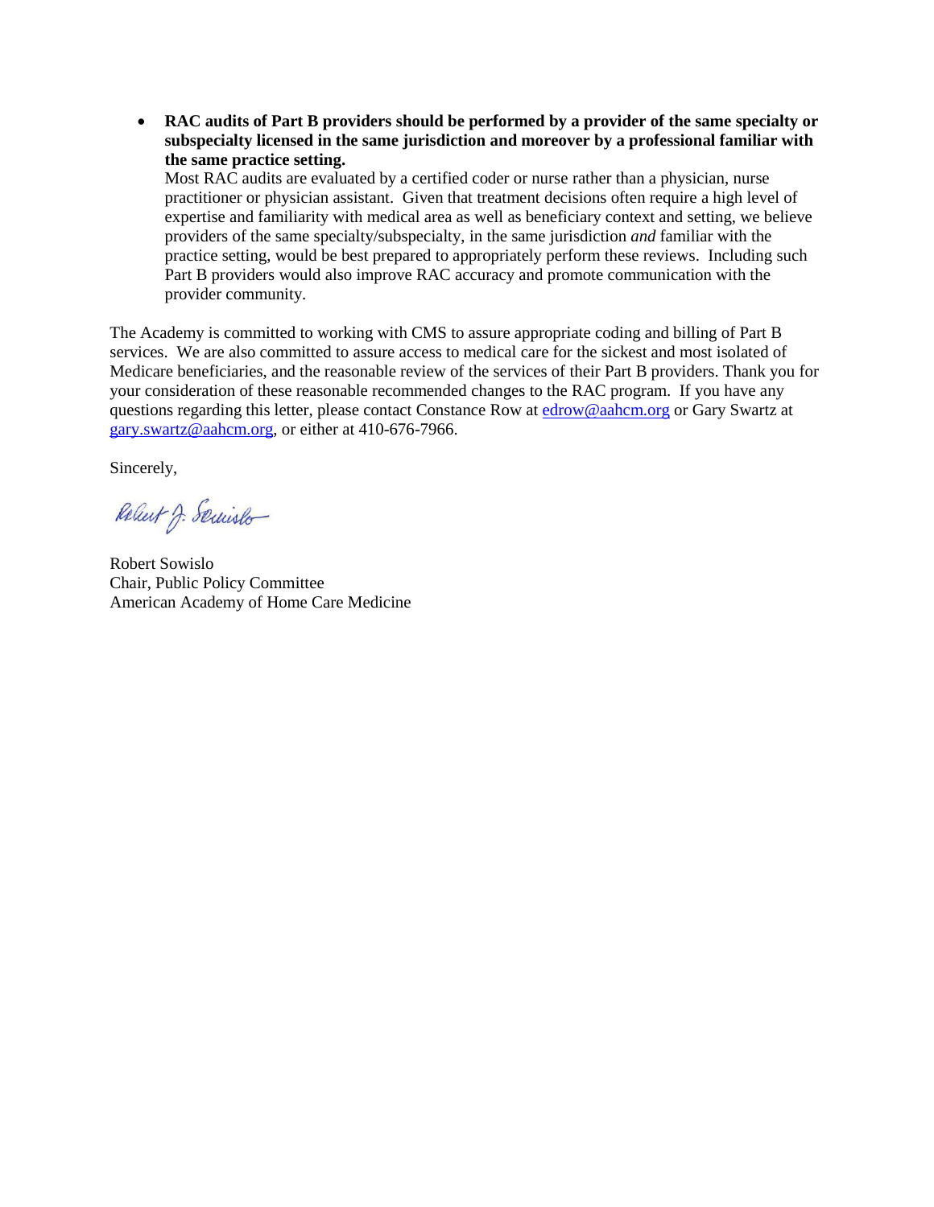- **RAC audits of Part B providers should be performed by a provider of the same specialty or subspecialty licensed in the same jurisdiction and moreover by a professional familiar with the same practice setting.**
  Most RAC audits are evaluated by a certified coder or nurse rather than a physician, nurse practitioner or physician assistant. Given that treatment decisions often require a high level of expertise and familiarity with medical area as well as beneficiary context and setting, we believe providers of the same specialty/subspecialty, in the same jurisdiction *and* familiar with the practice setting, would be best prepared to appropriately perform these reviews. Including such Part B providers would also improve RAC accuracy and promote communication with the provider community.

The Academy is committed to working with CMS to assure appropriate coding and billing of Part B services. We are also committed to assure access to medical care for the sickest and most isolated of Medicare beneficiaries, and the reasonable review of the services of their Part B providers. Thank you for your consideration of these reasonable recommended changes to the RAC program. If you have any questions regarding this letter, please contact Constance Row at edrow@aahcm.org or Gary Swartz at gary.swartz@aahcm.org, or either at 410-676-7966.

Sincerely,

Robert Sowislo
Chair, Public Policy Committee
American Academy of Home Care Medicine